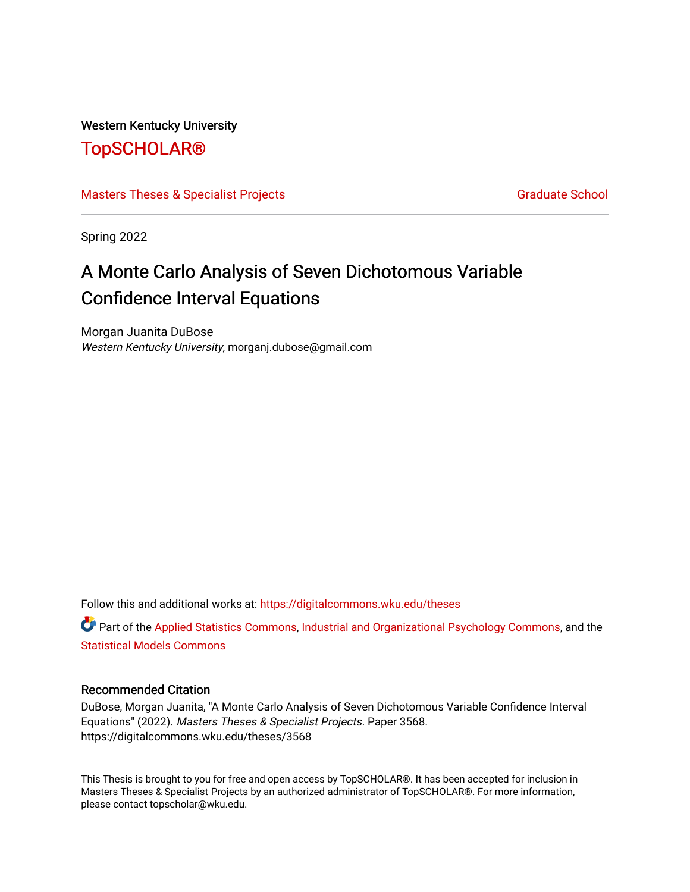Western Kentucky University

# TopSCHOLAR®

Masters Theses & Specialist Projects | Graduate School

Spring 2022

# A Monte Carlo Analysis of Seven Dichotomous Variable Confidence Interval Equations

Morgan Juanita DuBose
*Western Kentucky University*, morganj.dubose@gmail.com

Follow this and additional works at: https://digitalcommons.wku.edu/theses

Part of the Applied Statistics Commons, Industrial and Organizational Psychology Commons, and the Statistical Models Commons

## Recommended Citation

DuBose, Morgan Juanita, "A Monte Carlo Analysis of Seven Dichotomous Variable Confidence Interval Equations" (2022). *Masters Theses & Specialist Projects*. Paper 3568.
https://digitalcommons.wku.edu/theses/3568

This Thesis is brought to you for free and open access by TopSCHOLAR®. It has been accepted for inclusion in Masters Theses & Specialist Projects by an authorized administrator of TopSCHOLAR®. For more information, please contact topscholar@wku.edu.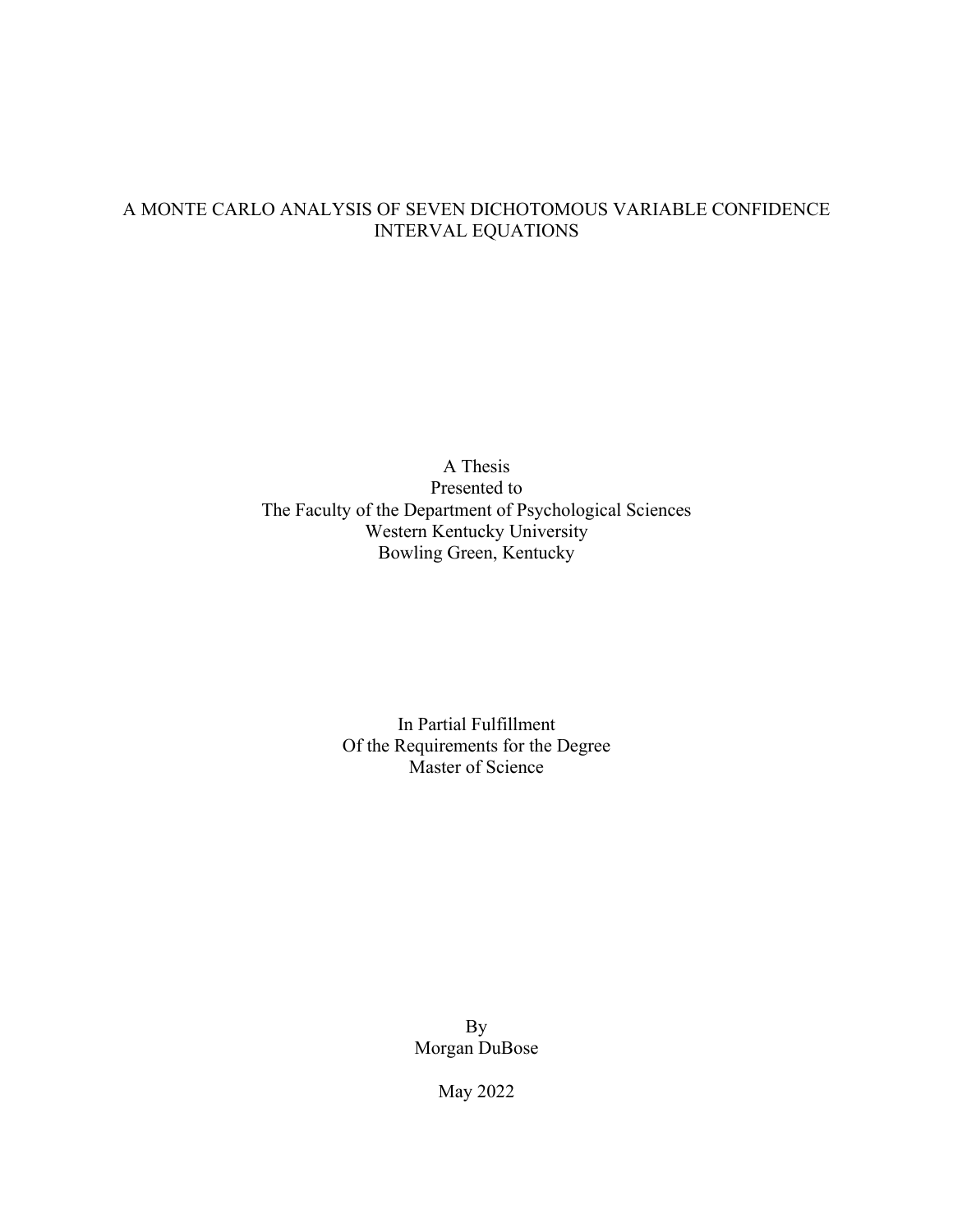# A MONTE CARLO ANALYSIS OF SEVEN DICHOTOMOUS VARIABLE CONFIDENCE INTERVAL EQUATIONS

A Thesis
Presented to
The Faculty of the Department of Psychological Sciences
Western Kentucky University
Bowling Green, Kentucky

In Partial Fulfillment
Of the Requirements for the Degree
Master of Science

By
Morgan DuBose

May 2022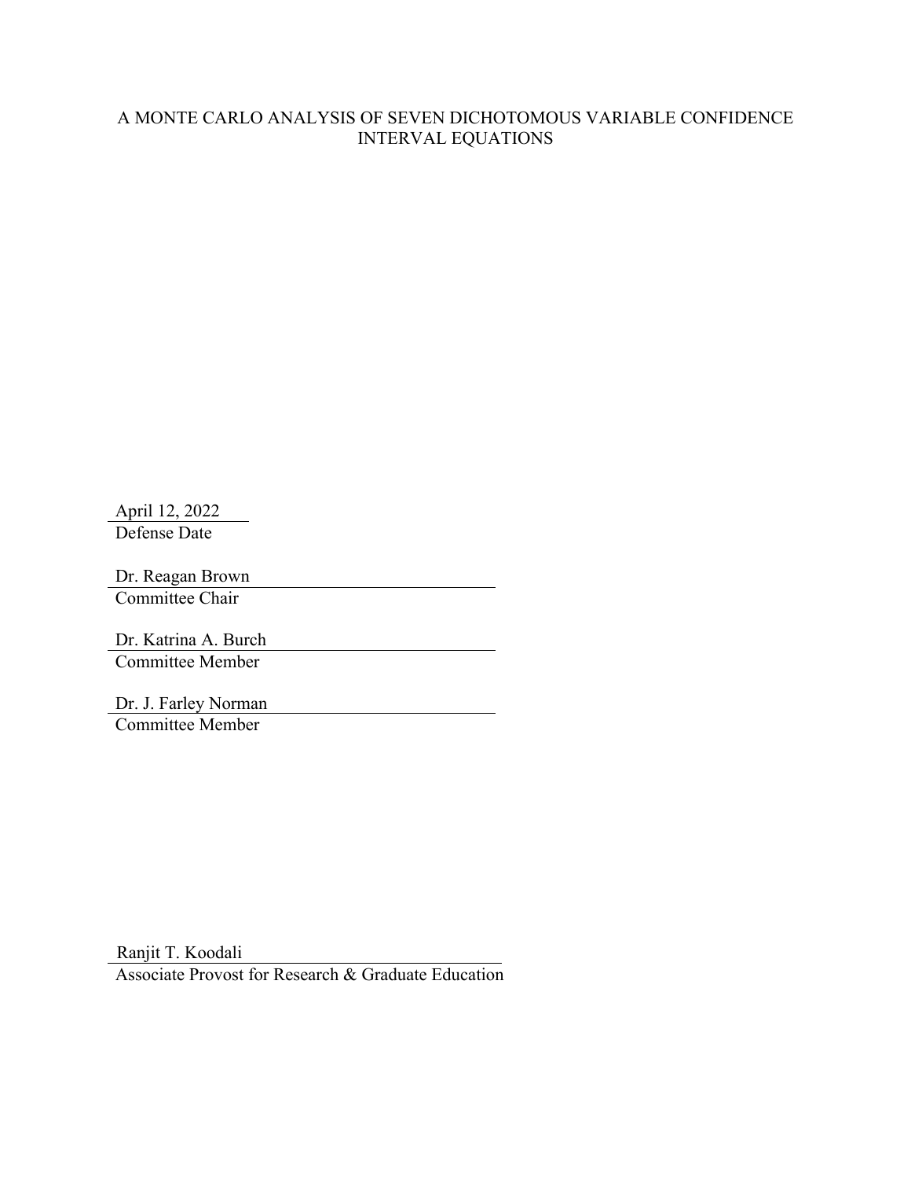A MONTE CARLO ANALYSIS OF SEVEN DICHOTOMOUS VARIABLE CONFIDENCE INTERVAL EQUATIONS

April 12, 2022
Defense Date

Dr. Reagan Brown
Committee Chair

Dr. Katrina A. Burch
Committee Member

Dr. J. Farley Norman
Committee Member

Ranjit T. Koodali
Associate Provost for Research & Graduate Education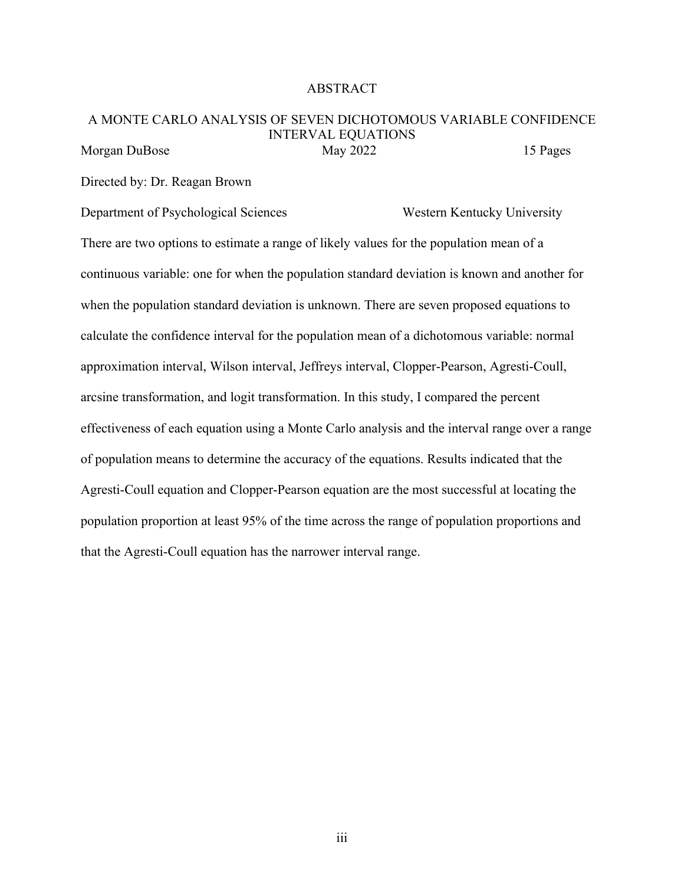# ABSTRACT

## A MONTE CARLO ANALYSIS OF SEVEN DICHOTOMOUS VARIABLE CONFIDENCE INTERVAL EQUATIONS

Morgan DuBose May 2022 15 Pages

Directed by: Dr. Reagan Brown

Department of Psychological Sciences Western Kentucky University

There are two options to estimate a range of likely values for the population mean of a continuous variable: one for when the population standard deviation is known and another for when the population standard deviation is unknown. There are seven proposed equations to calculate the confidence interval for the population mean of a dichotomous variable: normal approximation interval, Wilson interval, Jeffreys interval, Clopper-Pearson, Agresti-Coull, arcsine transformation, and logit transformation. In this study, I compared the percent effectiveness of each equation using a Monte Carlo analysis and the interval range over a range of population means to determine the accuracy of the equations. Results indicated that the Agresti-Coull equation and Clopper-Pearson equation are the most successful at locating the population proportion at least 95% of the time across the range of population proportions and that the Agresti-Coull equation has the narrower interval range.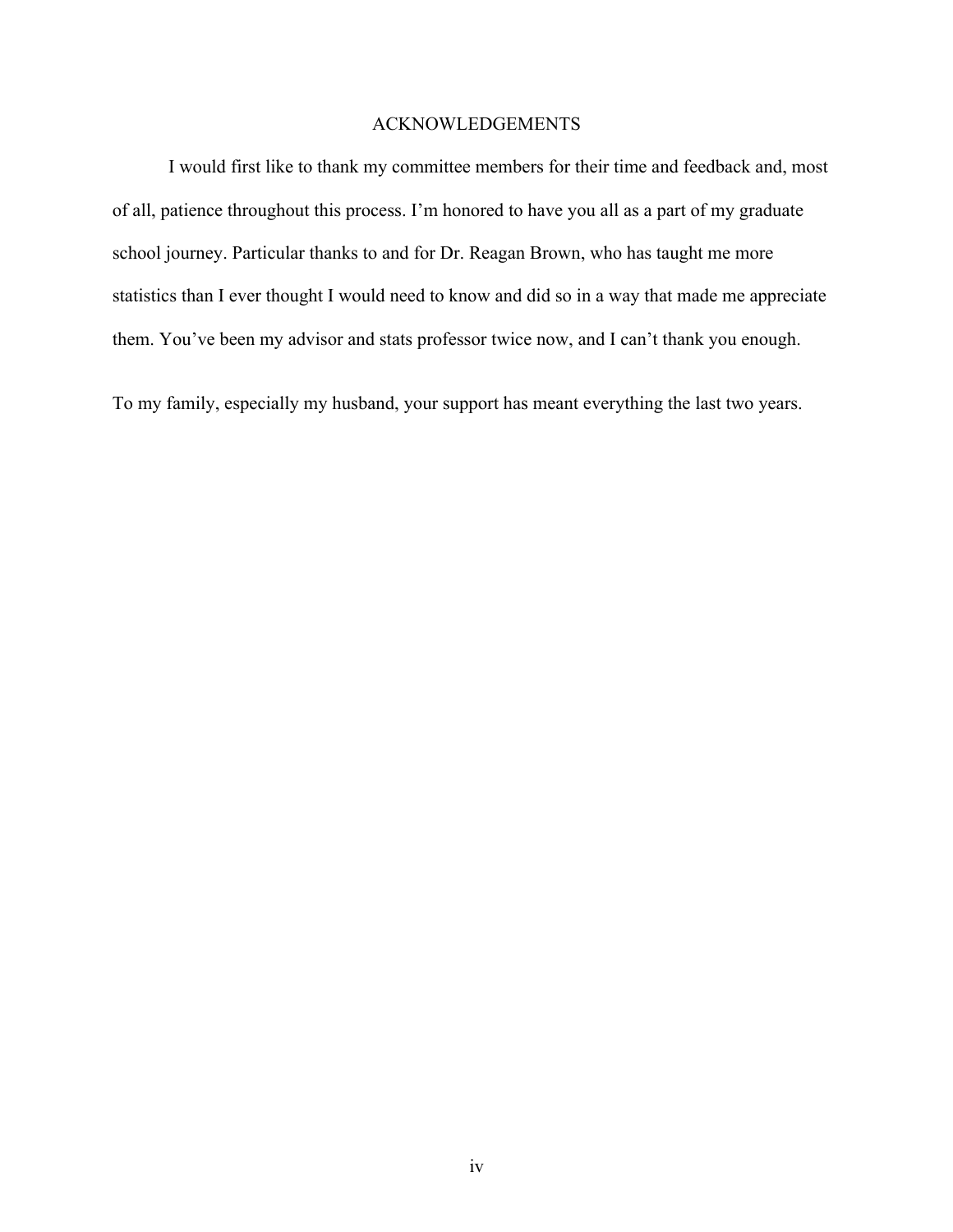# ACKNOWLEDGEMENTS

I would first like to thank my committee members for their time and feedback and, most of all, patience throughout this process. I'm honored to have you all as a part of my graduate school journey. Particular thanks to and for Dr. Reagan Brown, who has taught me more statistics than I ever thought I would need to know and did so in a way that made me appreciate them. You've been my advisor and stats professor twice now, and I can't thank you enough.

To my family, especially my husband, your support has meant everything the last two years.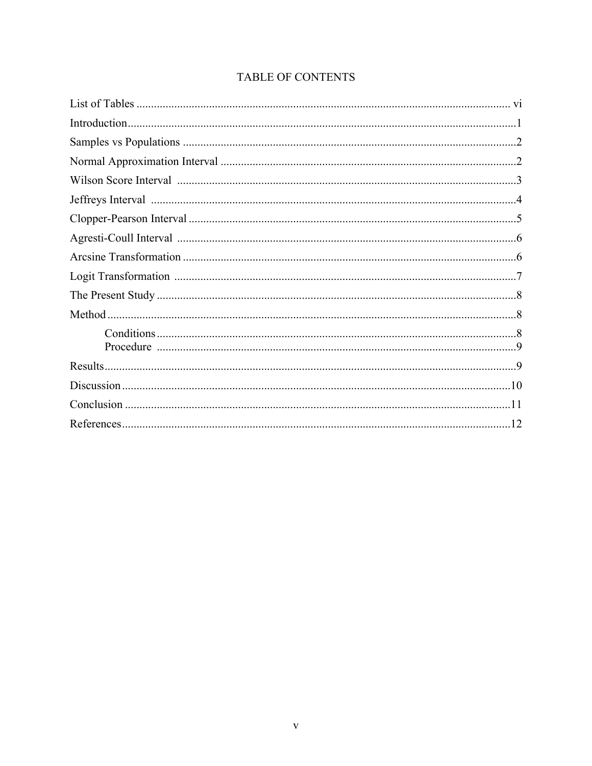# TABLE OF CONTENTS

List of Tables ................................................................................................................. vi

Introduction......................................................................................................................1

Samples vs Populations ...................................................................................................2

Normal Approximation Interval ......................................................................................2

Wilson Score Interval .....................................................................................................3

Jeffreys Interval ..............................................................................................................4

Clopper-Pearson Interval .................................................................................................5

Agresti-Coull Interval .....................................................................................................6

Arcsine Transformation ...................................................................................................6

Logit Transformation ......................................................................................................7

The Present Study ............................................................................................................8

Method .............................................................................................................................8

    Conditions ............................................................................................................8
    Procedure ............................................................................................................9

Results..............................................................................................................................9

Discussion ......................................................................................................................10

Conclusion .....................................................................................................................11

References.......................................................................................................................12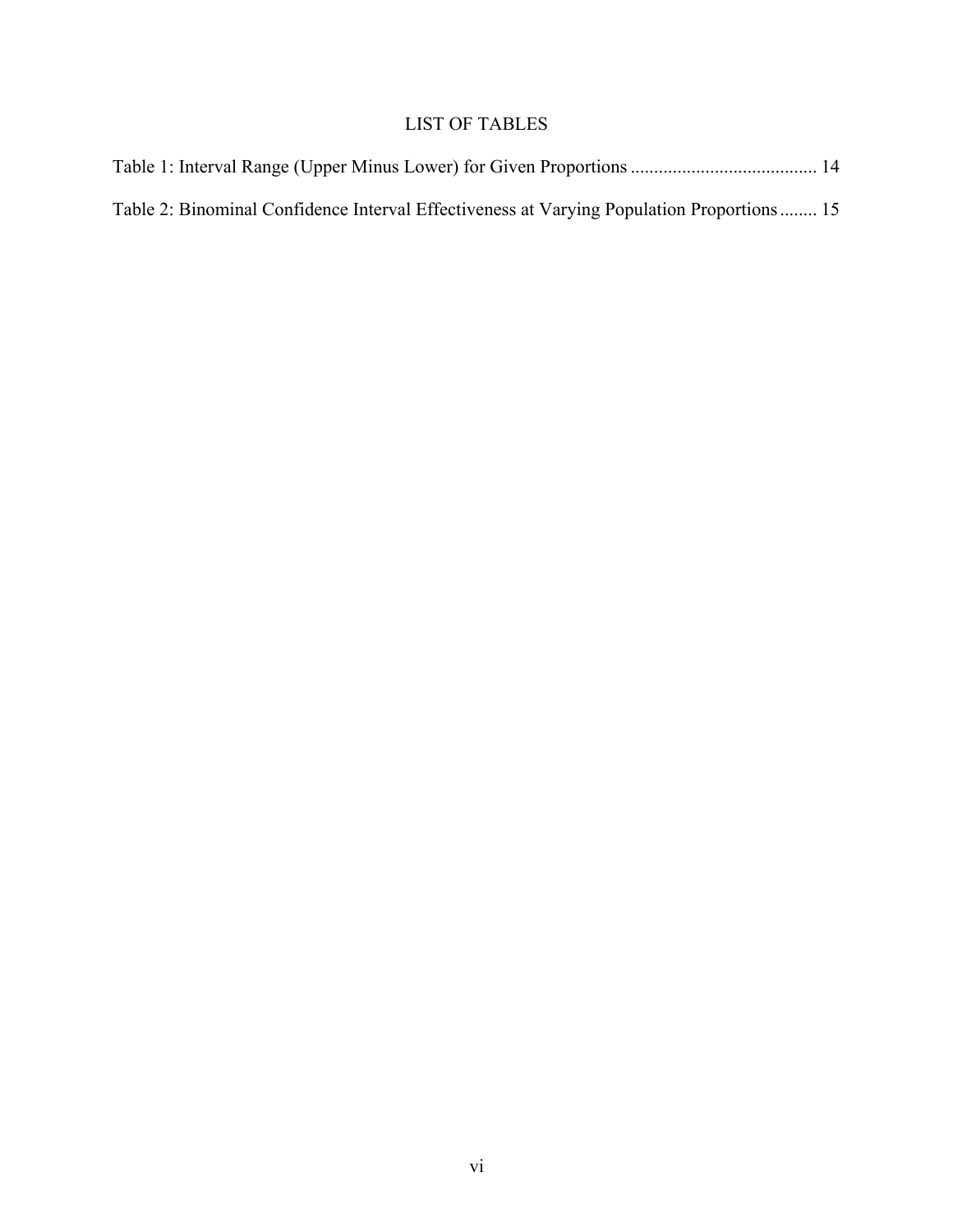# LIST OF TABLES

Table 1: Interval Range (Upper Minus Lower) for Given Proportions ....................................... 14

Table 2: Binominal Confidence Interval Effectiveness at Varying Population Proportions ........ 15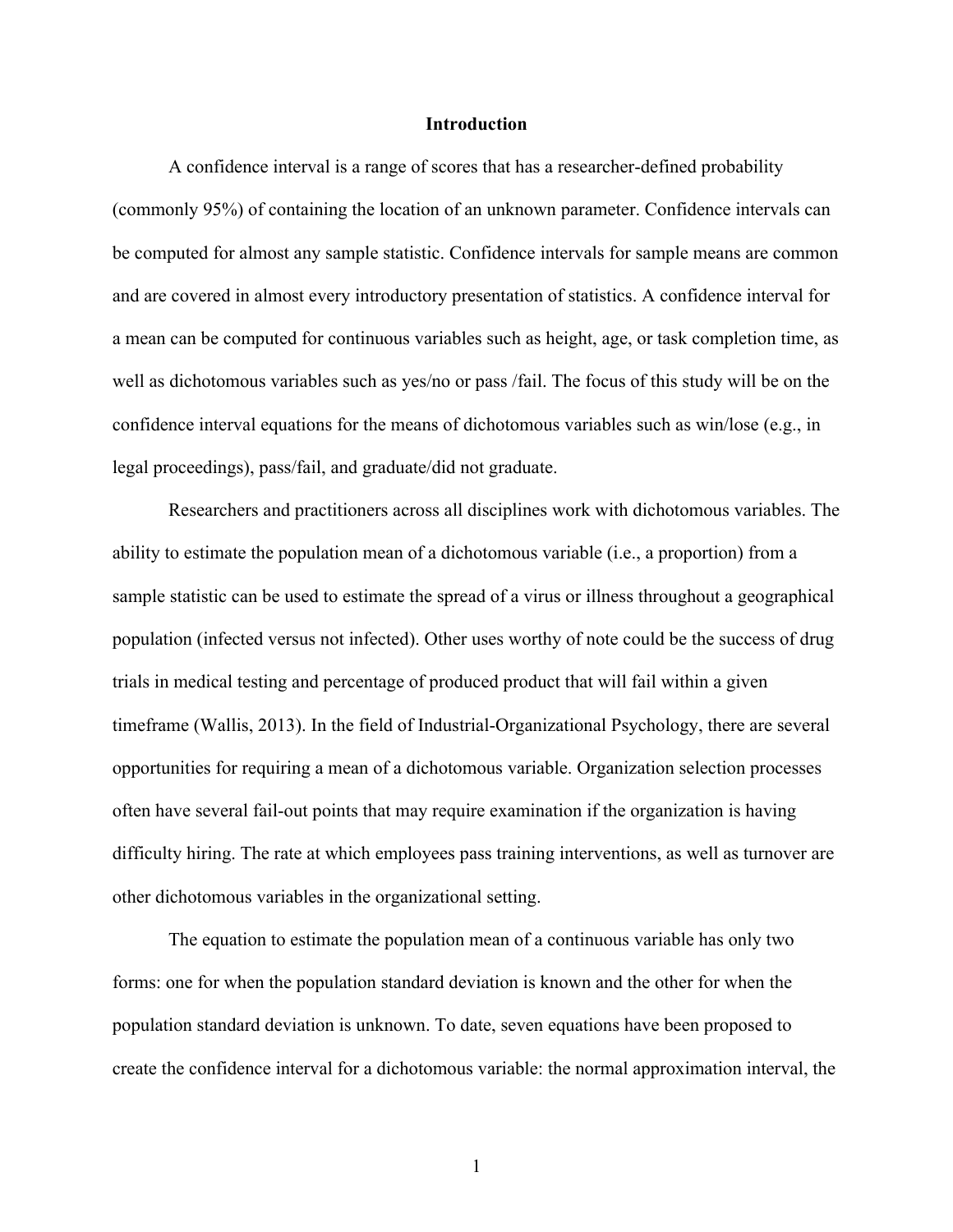# Introduction

A confidence interval is a range of scores that has a researcher-defined probability (commonly 95%) of containing the location of an unknown parameter. Confidence intervals can be computed for almost any sample statistic. Confidence intervals for sample means are common and are covered in almost every introductory presentation of statistics. A confidence interval for a mean can be computed for continuous variables such as height, age, or task completion time, as well as dichotomous variables such as yes/no or pass /fail. The focus of this study will be on the confidence interval equations for the means of dichotomous variables such as win/lose (e.g., in legal proceedings), pass/fail, and graduate/did not graduate.

Researchers and practitioners across all disciplines work with dichotomous variables. The ability to estimate the population mean of a dichotomous variable (i.e., a proportion) from a sample statistic can be used to estimate the spread of a virus or illness throughout a geographical population (infected versus not infected). Other uses worthy of note could be the success of drug trials in medical testing and percentage of produced product that will fail within a given timeframe (Wallis, 2013). In the field of Industrial-Organizational Psychology, there are several opportunities for requiring a mean of a dichotomous variable. Organization selection processes often have several fail-out points that may require examination if the organization is having difficulty hiring. The rate at which employees pass training interventions, as well as turnover are other dichotomous variables in the organizational setting.

The equation to estimate the population mean of a continuous variable has only two forms: one for when the population standard deviation is known and the other for when the population standard deviation is unknown. To date, seven equations have been proposed to create the confidence interval for a dichotomous variable: the normal approximation interval, the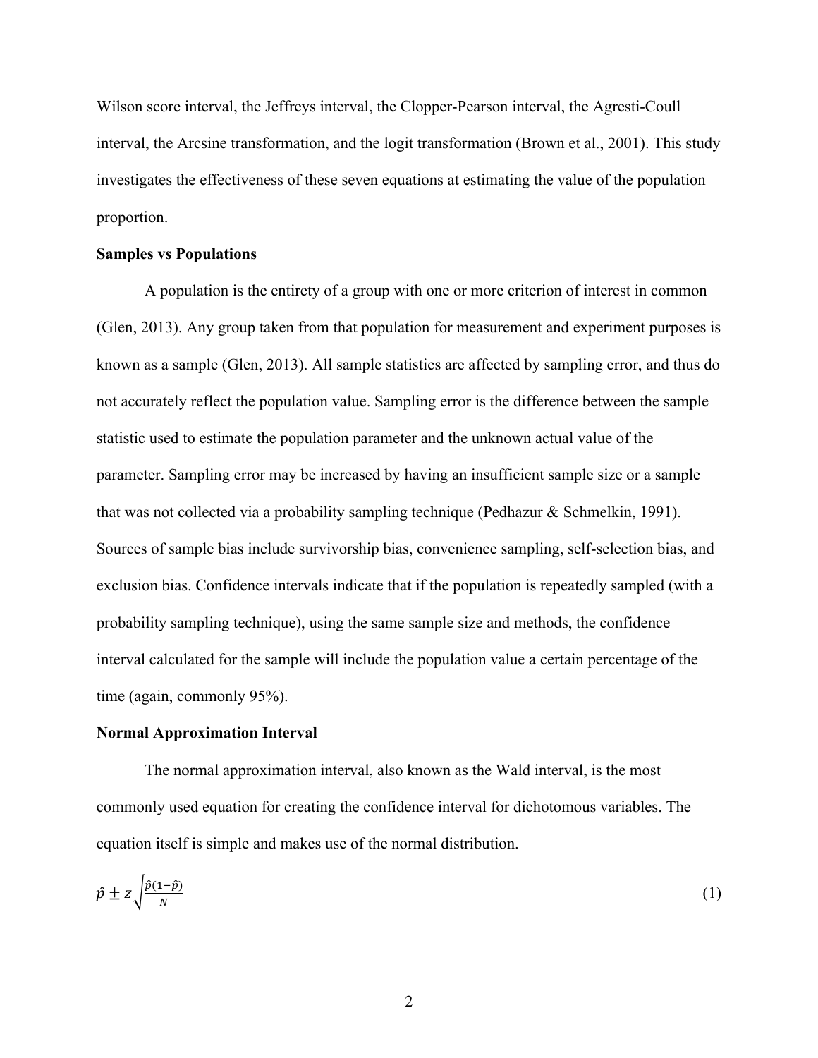Wilson score interval, the Jeffreys interval, the Clopper-Pearson interval, the Agresti-Coull interval, the Arcsine transformation, and the logit transformation (Brown et al., 2001). This study investigates the effectiveness of these seven equations at estimating the value of the population proportion.

**Samples vs Populations**

A population is the entirety of a group with one or more criterion of interest in common (Glen, 2013). Any group taken from that population for measurement and experiment purposes is known as a sample (Glen, 2013). All sample statistics are affected by sampling error, and thus do not accurately reflect the population value. Sampling error is the difference between the sample statistic used to estimate the population parameter and the unknown actual value of the parameter. Sampling error may be increased by having an insufficient sample size or a sample that was not collected via a probability sampling technique (Pedhazur & Schmelkin, 1991). Sources of sample bias include survivorship bias, convenience sampling, self-selection bias, and exclusion bias. Confidence intervals indicate that if the population is repeatedly sampled (with a probability sampling technique), using the same sample size and methods, the confidence interval calculated for the sample will include the population value a certain percentage of the time (again, commonly 95%).

**Normal Approximation Interval**

The normal approximation interval, also known as the Wald interval, is the most commonly used equation for creating the confidence interval for dichotomous variables. The equation itself is simple and makes use of the normal distribution.

$$\hat{p} \pm z\sqrt{\frac{\hat{p}(1-\hat{p})}{N}} \tag{1}$$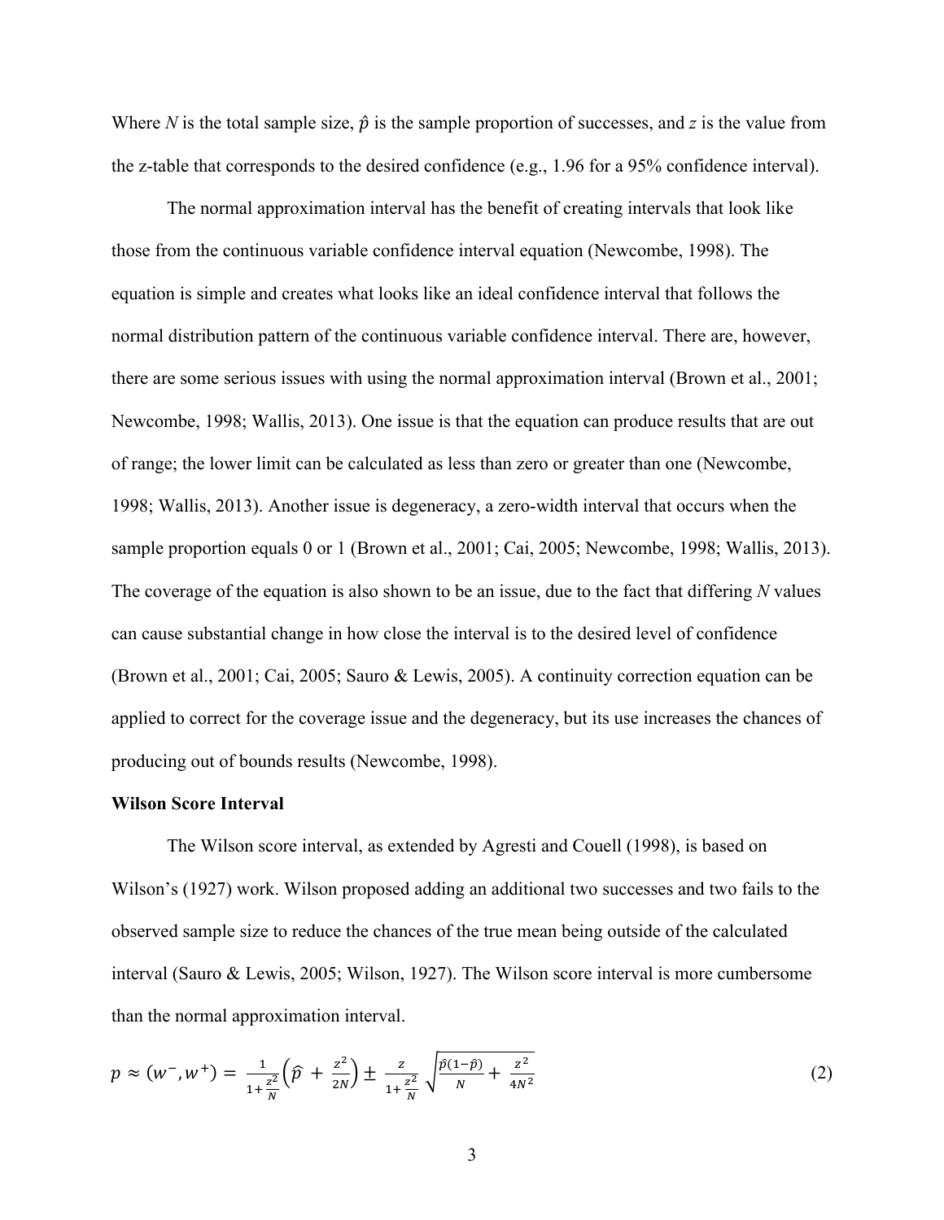Where $N$ is the total sample size, $\hat{p}$ is the sample proportion of successes, and $z$ is the value from the z-table that corresponds to the desired confidence (e.g., 1.96 for a 95% confidence interval).

The normal approximation interval has the benefit of creating intervals that look like those from the continuous variable confidence interval equation (Newcombe, 1998). The equation is simple and creates what looks like an ideal confidence interval that follows the normal distribution pattern of the continuous variable confidence interval. There are, however, there are some serious issues with using the normal approximation interval (Brown et al., 2001; Newcombe, 1998; Wallis, 2013). One issue is that the equation can produce results that are out of range; the lower limit can be calculated as less than zero or greater than one (Newcombe, 1998; Wallis, 2013). Another issue is degeneracy, a zero-width interval that occurs when the sample proportion equals 0 or 1 (Brown et al., 2001; Cai, 2005; Newcombe, 1998; Wallis, 2013). The coverage of the equation is also shown to be an issue, due to the fact that differing $N$ values can cause substantial change in how close the interval is to the desired level of confidence (Brown et al., 2001; Cai, 2005; Sauro & Lewis, 2005). A continuity correction equation can be applied to correct for the coverage issue and the degeneracy, but its use increases the chances of producing out of bounds results (Newcombe, 1998).

**Wilson Score Interval**

The Wilson score interval, as extended by Agresti and Couell (1998), is based on Wilson's (1927) work. Wilson proposed adding an additional two successes and two fails to the observed sample size to reduce the chances of the true mean being outside of the calculated interval (Sauro & Lewis, 2005; Wilson, 1927). The Wilson score interval is more cumbersome than the normal approximation interval.

$$p \approx (w^{-}, w^{+}) = \frac{1}{1+\frac{z^2}{N}}\left(\hat{p} + \frac{z^2}{2N}\right) \pm \frac{z}{1+\frac{z^2}{N}}\sqrt{\frac{\hat{p}(1-\hat{p})}{N} + \frac{z^2}{4N^2}} \tag{2}$$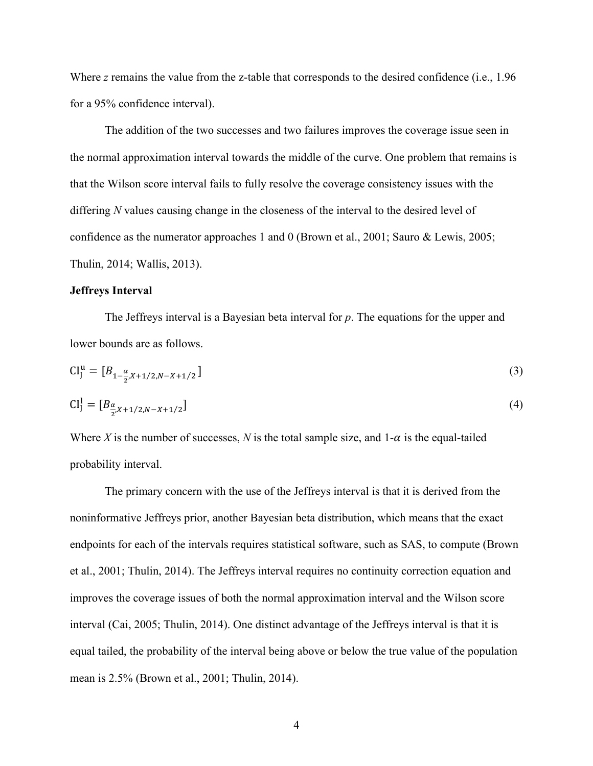Where *z* remains the value from the z-table that corresponds to the desired confidence (i.e., 1.96 for a 95% confidence interval).

The addition of the two successes and two failures improves the coverage issue seen in the normal approximation interval towards the middle of the curve. One problem that remains is that the Wilson score interval fails to fully resolve the coverage consistency issues with the differing *N* values causing change in the closeness of the interval to the desired level of confidence as the numerator approaches 1 and 0 (Brown et al., 2001; Sauro & Lewis, 2005; Thulin, 2014; Wallis, 2013).

**Jeffreys Interval**

The Jeffreys interval is a Bayesian beta interval for *p*. The equations for the upper and lower bounds are as follows.

$$\mathrm{CI}_{\mathrm{J}}^{\mathrm{u}} = [B_{1-\frac{\alpha}{2}, X+1/2, N-X+1/2}] \tag{3}$$

$$\mathrm{CI}_{\mathrm{J}}^{\mathrm{l}} = [B_{\frac{\alpha}{2}, X+1/2, N-X+1/2}] \tag{4}$$

Where *X* is the number of successes, *N* is the total sample size, and $1\text{-}\alpha$ is the equal-tailed probability interval.

The primary concern with the use of the Jeffreys interval is that it is derived from the noninformative Jeffreys prior, another Bayesian beta distribution, which means that the exact endpoints for each of the intervals requires statistical software, such as SAS, to compute (Brown et al., 2001; Thulin, 2014). The Jeffreys interval requires no continuity correction equation and improves the coverage issues of both the normal approximation interval and the Wilson score interval (Cai, 2005; Thulin, 2014). One distinct advantage of the Jeffreys interval is that it is equal tailed, the probability of the interval being above or below the true value of the population mean is 2.5% (Brown et al., 2001; Thulin, 2014).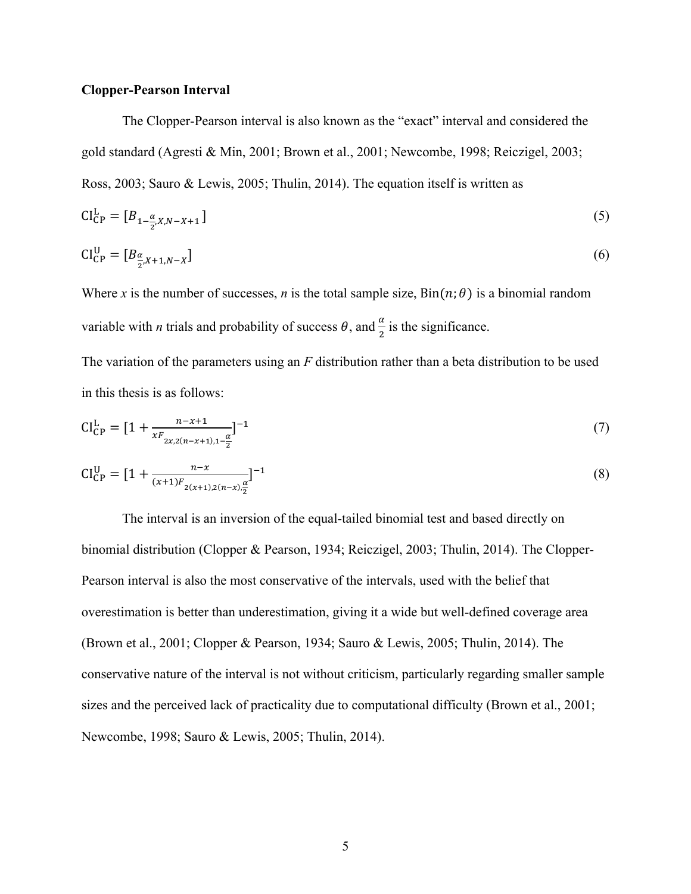**Clopper-Pearson Interval**

The Clopper-Pearson interval is also known as the "exact" interval and considered the gold standard (Agresti & Min, 2001; Brown et al., 2001; Newcombe, 1998; Reiczigel, 2003; Ross, 2003; Sauro & Lewis, 2005; Thulin, 2014). The equation itself is written as

$$\mathrm{CI}_{\mathrm{CP}}^{\mathrm{L}} = [B_{1-\frac{\alpha}{2},X,N-X+1}] \tag{5}$$

$$\mathrm{CI}_{\mathrm{CP}}^{\mathrm{U}} = [B_{\frac{\alpha}{2},X+1,N-X}] \tag{6}$$

Where $x$ is the number of successes, $n$ is the total sample size, $\mathrm{Bin}(n;\theta)$ is a binomial random variable with $n$ trials and probability of success $\theta$, and $\frac{\alpha}{2}$ is the significance.

The variation of the parameters using an $F$ distribution rather than a beta distribution to be used in this thesis is as follows:

$$\mathrm{CI}_{\mathrm{CP}}^{\mathrm{L}} = [1 + \frac{n-x+1}{xF_{2x,2(n-x+1),1-\frac{\alpha}{2}}}]^{-1} \tag{7}$$

$$\mathrm{CI}_{\mathrm{CP}}^{\mathrm{U}} = [1 + \frac{n-x}{(x+1)F_{2(x+1),2(n-x),\frac{\alpha}{2}}}]^{-1} \tag{8}$$

The interval is an inversion of the equal-tailed binomial test and based directly on binomial distribution (Clopper & Pearson, 1934; Reiczigel, 2003; Thulin, 2014). The Clopper-Pearson interval is also the most conservative of the intervals, used with the belief that overestimation is better than underestimation, giving it a wide but well-defined coverage area (Brown et al., 2001; Clopper & Pearson, 1934; Sauro & Lewis, 2005; Thulin, 2014). The conservative nature of the interval is not without criticism, particularly regarding smaller sample sizes and the perceived lack of practicality due to computational difficulty (Brown et al., 2001; Newcombe, 1998; Sauro & Lewis, 2005; Thulin, 2014).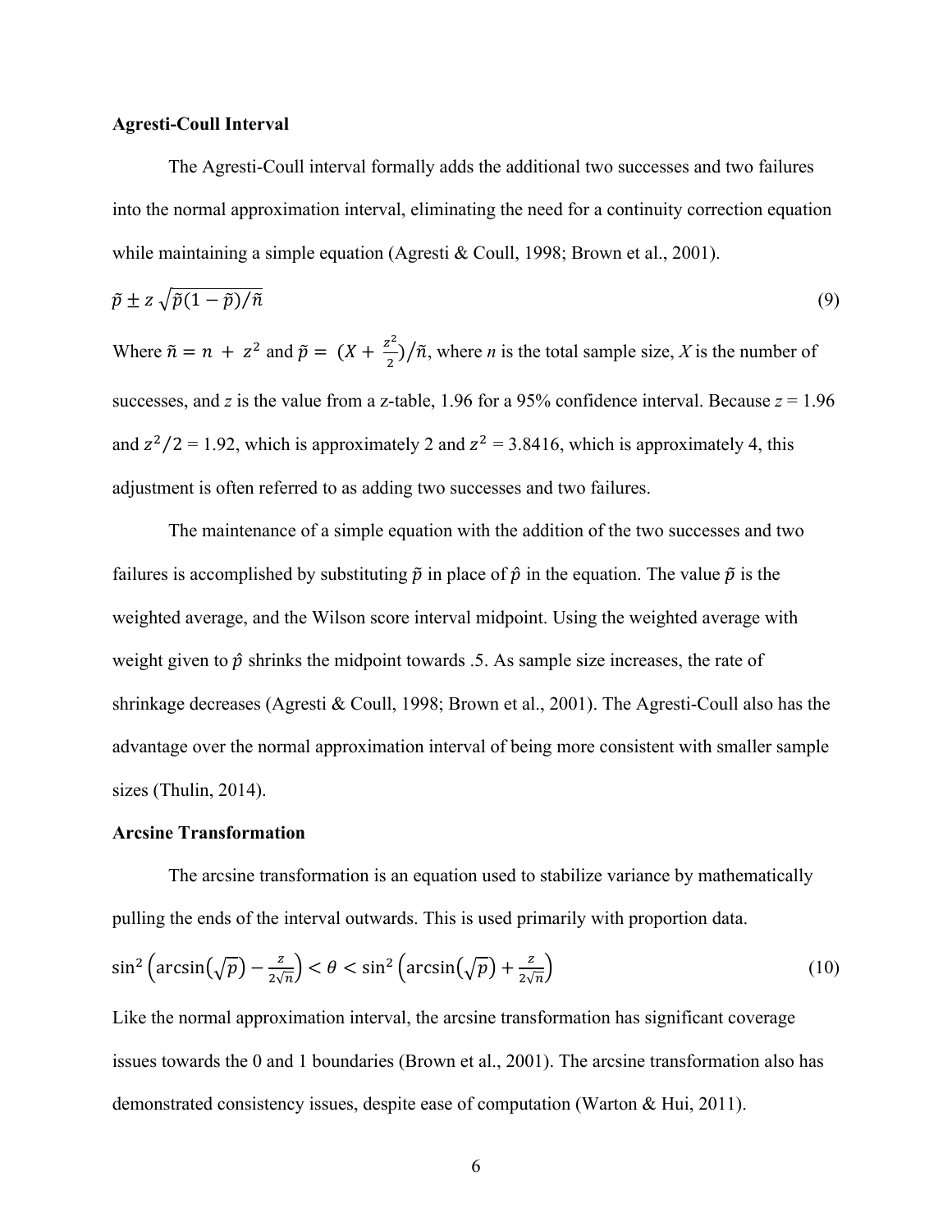**Agresti-Coull Interval**

The Agresti-Coull interval formally adds the additional two successes and two failures into the normal approximation interval, eliminating the need for a continuity correction equation while maintaining a simple equation (Agresti & Coull, 1998; Brown et al., 2001).

$$\tilde{p} \pm z\sqrt{\tilde{p}(1-\tilde{p})/\tilde{n}} \tag{9}$$

Where $\tilde{n} = n + z^2$ and $\tilde{p} = (X + \frac{z^2}{2})/\tilde{n}$, where *n* is the total sample size, *X* is the number of successes, and *z* is the value from a z-table, 1.96 for a 95% confidence interval. Because $z = 1.96$ and $z^2/2 = 1.92$, which is approximately 2 and $z^2 = 3.8416$, which is approximately 4, this adjustment is often referred to as adding two successes and two failures.

The maintenance of a simple equation with the addition of the two successes and two failures is accomplished by substituting $\tilde{p}$ in place of $\hat{p}$ in the equation. The value $\tilde{p}$ is the weighted average, and the Wilson score interval midpoint. Using the weighted average with weight given to $\hat{p}$ shrinks the midpoint towards .5. As sample size increases, the rate of shrinkage decreases (Agresti & Coull, 1998; Brown et al., 2001). The Agresti-Coull also has the advantage over the normal approximation interval of being more consistent with smaller sample sizes (Thulin, 2014).

**Arcsine Transformation**

The arcsine transformation is an equation used to stabilize variance by mathematically pulling the ends of the interval outwards. This is used primarily with proportion data.

$$\sin^2\left(\arcsin(\sqrt{p}) - \frac{z}{2\sqrt{n}}\right) < \theta < \sin^2\left(\arcsin(\sqrt{p}) + \frac{z}{2\sqrt{n}}\right) \tag{10}$$

Like the normal approximation interval, the arcsine transformation has significant coverage issues towards the 0 and 1 boundaries (Brown et al., 2001). The arcsine transformation also has demonstrated consistency issues, despite ease of computation (Warton & Hui, 2011).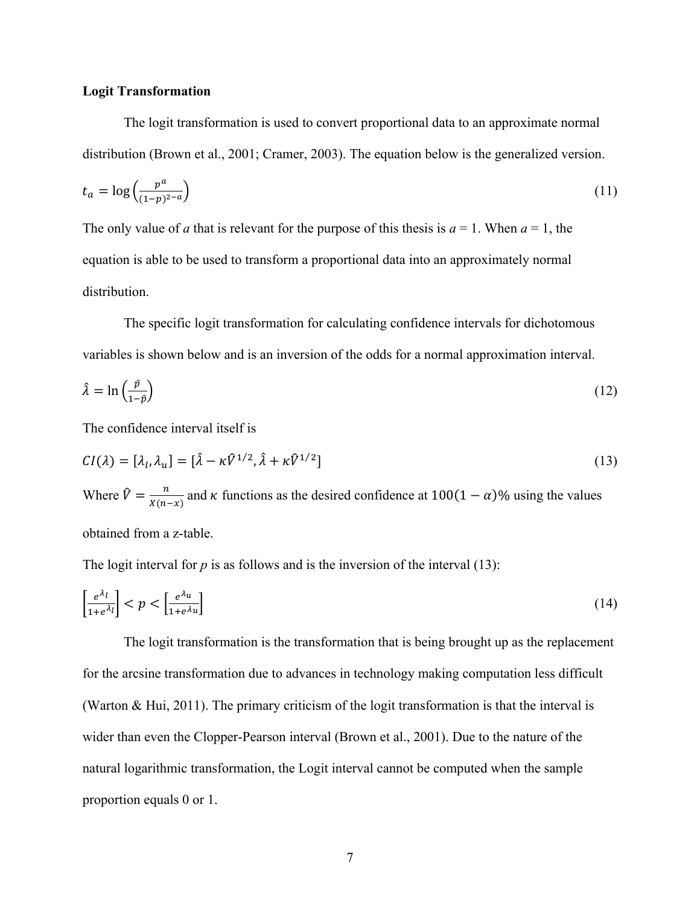**Logit Transformation**

The logit transformation is used to convert proportional data to an approximate normal distribution (Brown et al., 2001; Cramer, 2003). The equation below is the generalized version.

$$t_a = \log\left(\frac{p^a}{(1-p)^{2-a}}\right) \tag{11}$$

The only value of *a* that is relevant for the purpose of this thesis is *a* = 1. When *a* = 1, the equation is able to be used to transform a proportional data into an approximately normal distribution.

The specific logit transformation for calculating confidence intervals for dichotomous variables is shown below and is an inversion of the odds for a normal approximation interval.

$$\hat{\lambda} = \ln\left(\frac{\hat{p}}{1-\hat{p}}\right) \tag{12}$$

The confidence interval itself is

$$CI(\lambda) = [\lambda_l, \lambda_u] = [\hat{\lambda} - \kappa\hat{V}^{1/2}, \hat{\lambda} + \kappa\hat{V}^{1/2}] \tag{13}$$

Where $\hat{V} = \frac{n}{X(n-x)}$ and $\kappa$ functions as the desired confidence at $100(1-\alpha)\%$ using the values obtained from a z-table.

The logit interval for *p* is as follows and is the inversion of the interval (13):

$$\left[\frac{e^{\lambda_l}}{1+e^{\lambda_l}}\right] < p < \left[\frac{e^{\lambda_u}}{1+e^{\lambda_u}}\right] \tag{14}$$

The logit transformation is the transformation that is being brought up as the replacement for the arcsine transformation due to advances in technology making computation less difficult (Warton & Hui, 2011). The primary criticism of the logit transformation is that the interval is wider than even the Clopper-Pearson interval (Brown et al., 2001). Due to the nature of the natural logarithmic transformation, the Logit interval cannot be computed when the sample proportion equals 0 or 1.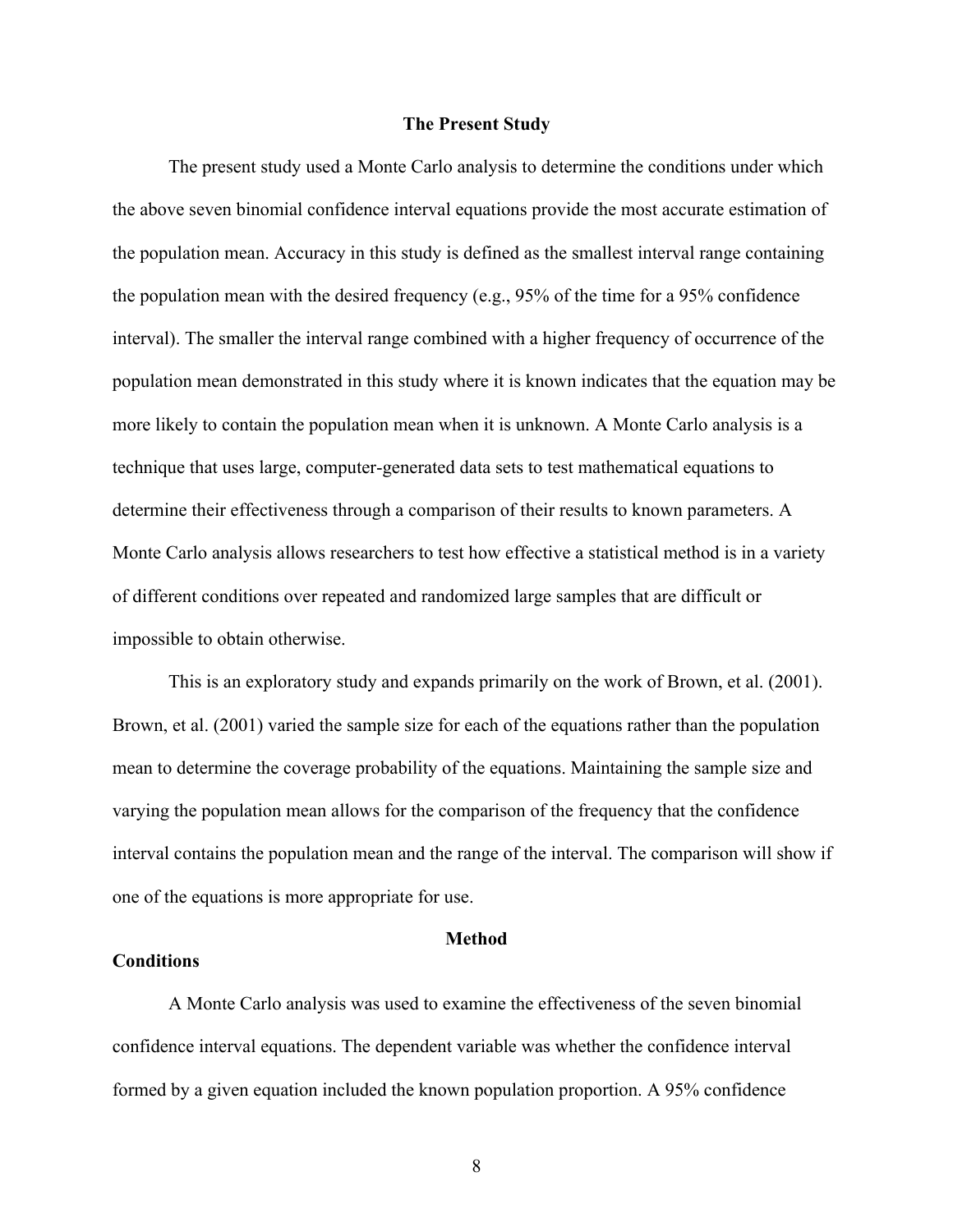## The Present Study

The present study used a Monte Carlo analysis to determine the conditions under which the above seven binomial confidence interval equations provide the most accurate estimation of the population mean. Accuracy in this study is defined as the smallest interval range containing the population mean with the desired frequency (e.g., 95% of the time for a 95% confidence interval). The smaller the interval range combined with a higher frequency of occurrence of the population mean demonstrated in this study where it is known indicates that the equation may be more likely to contain the population mean when it is unknown. A Monte Carlo analysis is a technique that uses large, computer-generated data sets to test mathematical equations to determine their effectiveness through a comparison of their results to known parameters. A Monte Carlo analysis allows researchers to test how effective a statistical method is in a variety of different conditions over repeated and randomized large samples that are difficult or impossible to obtain otherwise.

This is an exploratory study and expands primarily on the work of Brown, et al. (2001). Brown, et al. (2001) varied the sample size for each of the equations rather than the population mean to determine the coverage probability of the equations. Maintaining the sample size and varying the population mean allows for the comparison of the frequency that the confidence interval contains the population mean and the range of the interval. The comparison will show if one of the equations is more appropriate for use.

## Method

### Conditions

A Monte Carlo analysis was used to examine the effectiveness of the seven binomial confidence interval equations. The dependent variable was whether the confidence interval formed by a given equation included the known population proportion. A 95% confidence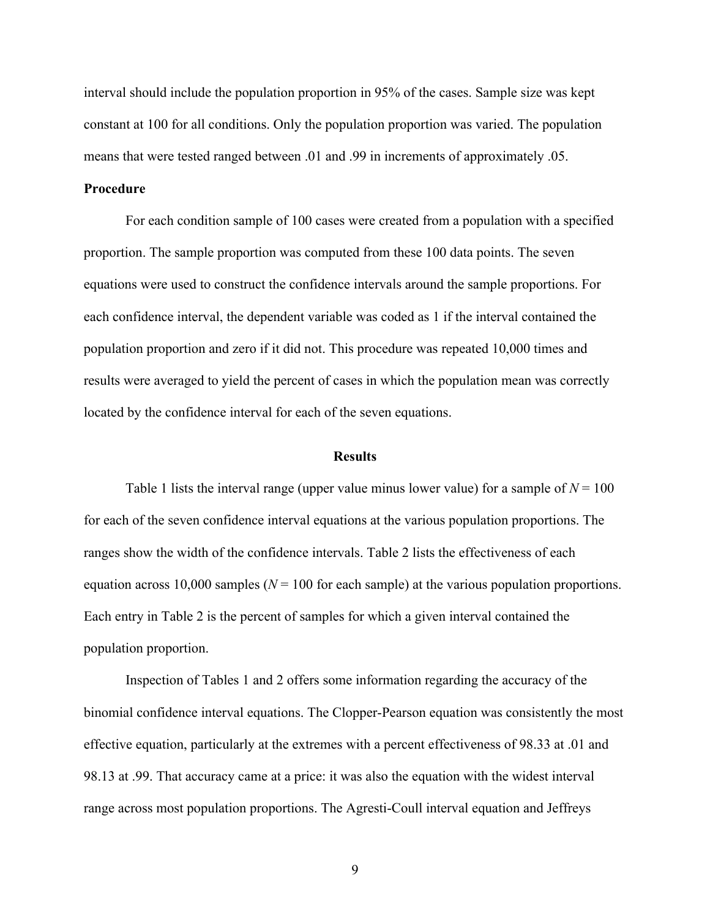interval should include the population proportion in 95% of the cases. Sample size was kept constant at 100 for all conditions. Only the population proportion was varied. The population means that were tested ranged between .01 and .99 in increments of approximately .05.

**Procedure**

For each condition sample of 100 cases were created from a population with a specified proportion. The sample proportion was computed from these 100 data points. The seven equations were used to construct the confidence intervals around the sample proportions. For each confidence interval, the dependent variable was coded as 1 if the interval contained the population proportion and zero if it did not. This procedure was repeated 10,000 times and results were averaged to yield the percent of cases in which the population mean was correctly located by the confidence interval for each of the seven equations.

## Results

Table 1 lists the interval range (upper value minus lower value) for a sample of $N = 100$ for each of the seven confidence interval equations at the various population proportions. The ranges show the width of the confidence intervals. Table 2 lists the effectiveness of each equation across 10,000 samples ($N = 100$ for each sample) at the various population proportions. Each entry in Table 2 is the percent of samples for which a given interval contained the population proportion.

Inspection of Tables 1 and 2 offers some information regarding the accuracy of the binomial confidence interval equations. The Clopper-Pearson equation was consistently the most effective equation, particularly at the extremes with a percent effectiveness of 98.33 at .01 and 98.13 at .99. That accuracy came at a price: it was also the equation with the widest interval range across most population proportions. The Agresti-Coull interval equation and Jeffreys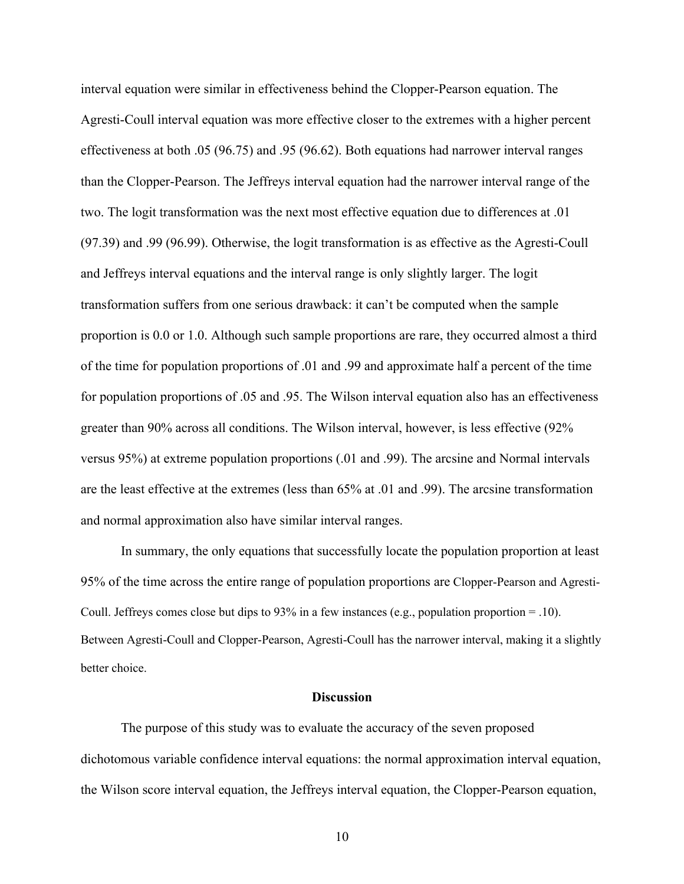interval equation were similar in effectiveness behind the Clopper-Pearson equation. The Agresti-Coull interval equation was more effective closer to the extremes with a higher percent effectiveness at both .05 (96.75) and .95 (96.62). Both equations had narrower interval ranges than the Clopper-Pearson. The Jeffreys interval equation had the narrower interval range of the two. The logit transformation was the next most effective equation due to differences at .01 (97.39) and .99 (96.99). Otherwise, the logit transformation is as effective as the Agresti-Coull and Jeffreys interval equations and the interval range is only slightly larger. The logit transformation suffers from one serious drawback: it can't be computed when the sample proportion is 0.0 or 1.0. Although such sample proportions are rare, they occurred almost a third of the time for population proportions of .01 and .99 and approximate half a percent of the time for population proportions of .05 and .95. The Wilson interval equation also has an effectiveness greater than 90% across all conditions. The Wilson interval, however, is less effective (92% versus 95%) at extreme population proportions (.01 and .99). The arcsine and Normal intervals are the least effective at the extremes (less than 65% at .01 and .99). The arcsine transformation and normal approximation also have similar interval ranges.

In summary, the only equations that successfully locate the population proportion at least 95% of the time across the entire range of population proportions are Clopper-Pearson and Agresti-Coull. Jeffreys comes close but dips to 93% in a few instances (e.g., population proportion = .10). Between Agresti-Coull and Clopper-Pearson, Agresti-Coull has the narrower interval, making it a slightly better choice.

## Discussion

The purpose of this study was to evaluate the accuracy of the seven proposed dichotomous variable confidence interval equations: the normal approximation interval equation, the Wilson score interval equation, the Jeffreys interval equation, the Clopper-Pearson equation,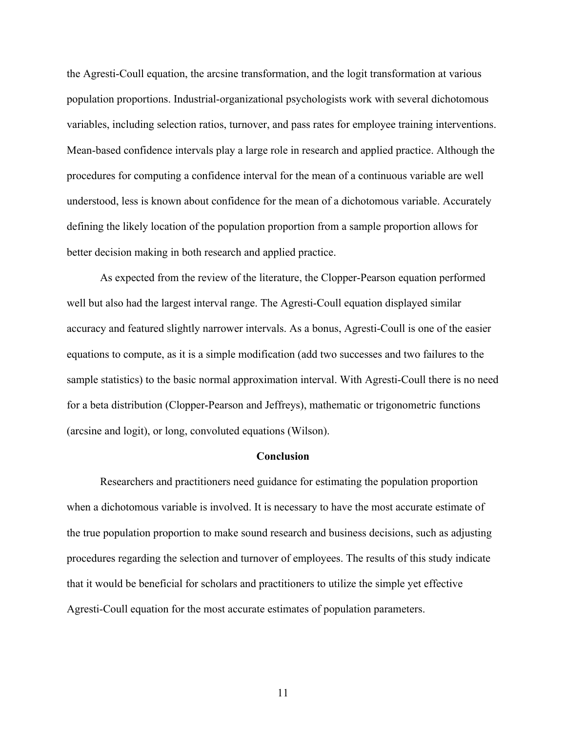the Agresti-Coull equation, the arcsine transformation, and the logit transformation at various population proportions. Industrial-organizational psychologists work with several dichotomous variables, including selection ratios, turnover, and pass rates for employee training interventions. Mean-based confidence intervals play a large role in research and applied practice. Although the procedures for computing a confidence interval for the mean of a continuous variable are well understood, less is known about confidence for the mean of a dichotomous variable. Accurately defining the likely location of the population proportion from a sample proportion allows for better decision making in both research and applied practice.

As expected from the review of the literature, the Clopper-Pearson equation performed well but also had the largest interval range. The Agresti-Coull equation displayed similar accuracy and featured slightly narrower intervals. As a bonus, Agresti-Coull is one of the easier equations to compute, as it is a simple modification (add two successes and two failures to the sample statistics) to the basic normal approximation interval. With Agresti-Coull there is no need for a beta distribution (Clopper-Pearson and Jeffreys), mathematic or trigonometric functions (arcsine and logit), or long, convoluted equations (Wilson).

## Conclusion

Researchers and practitioners need guidance for estimating the population proportion when a dichotomous variable is involved. It is necessary to have the most accurate estimate of the true population proportion to make sound research and business decisions, such as adjusting procedures regarding the selection and turnover of employees. The results of this study indicate that it would be beneficial for scholars and practitioners to utilize the simple yet effective Agresti-Coull equation for the most accurate estimates of population parameters.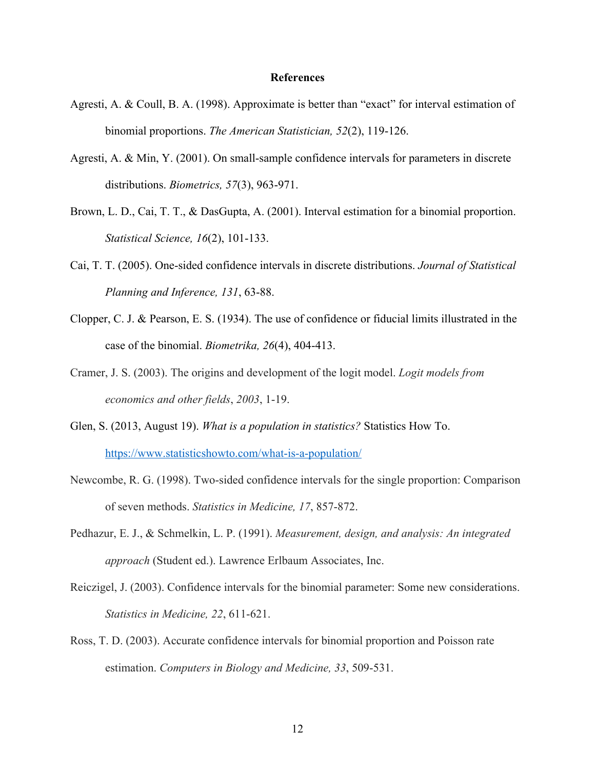# References

Agresti, A. & Coull, B. A. (1998). Approximate is better than "exact" for interval estimation of binomial proportions. *The American Statistician, 52*(2), 119-126.

Agresti, A. & Min, Y. (2001). On small-sample confidence intervals for parameters in discrete distributions. *Biometrics, 57*(3), 963-971.

Brown, L. D., Cai, T. T., & DasGupta, A. (2001). Interval estimation for a binomial proportion. *Statistical Science, 16*(2), 101-133.

Cai, T. T. (2005). One-sided confidence intervals in discrete distributions. *Journal of Statistical Planning and Inference, 131*, 63-88.

Clopper, C. J. & Pearson, E. S. (1934). The use of confidence or fiducial limits illustrated in the case of the binomial. *Biometrika, 26*(4), 404-413.

Cramer, J. S. (2003). The origins and development of the logit model. *Logit models from economics and other fields*, *2003*, 1-19.

Glen, S. (2013, August 19). *What is a population in statistics?* Statistics How To. https://www.statisticshowto.com/what-is-a-population/

Newcombe, R. G. (1998). Two-sided confidence intervals for the single proportion: Comparison of seven methods. *Statistics in Medicine, 17*, 857-872.

Pedhazur, E. J., & Schmelkin, L. P. (1991). *Measurement, design, and analysis: An integrated approach* (Student ed.). Lawrence Erlbaum Associates, Inc.

Reiczigel, J. (2003). Confidence intervals for the binomial parameter: Some new considerations. *Statistics in Medicine, 22*, 611-621.

Ross, T. D. (2003). Accurate confidence intervals for binomial proportion and Poisson rate estimation. *Computers in Biology and Medicine, 33*, 509-531.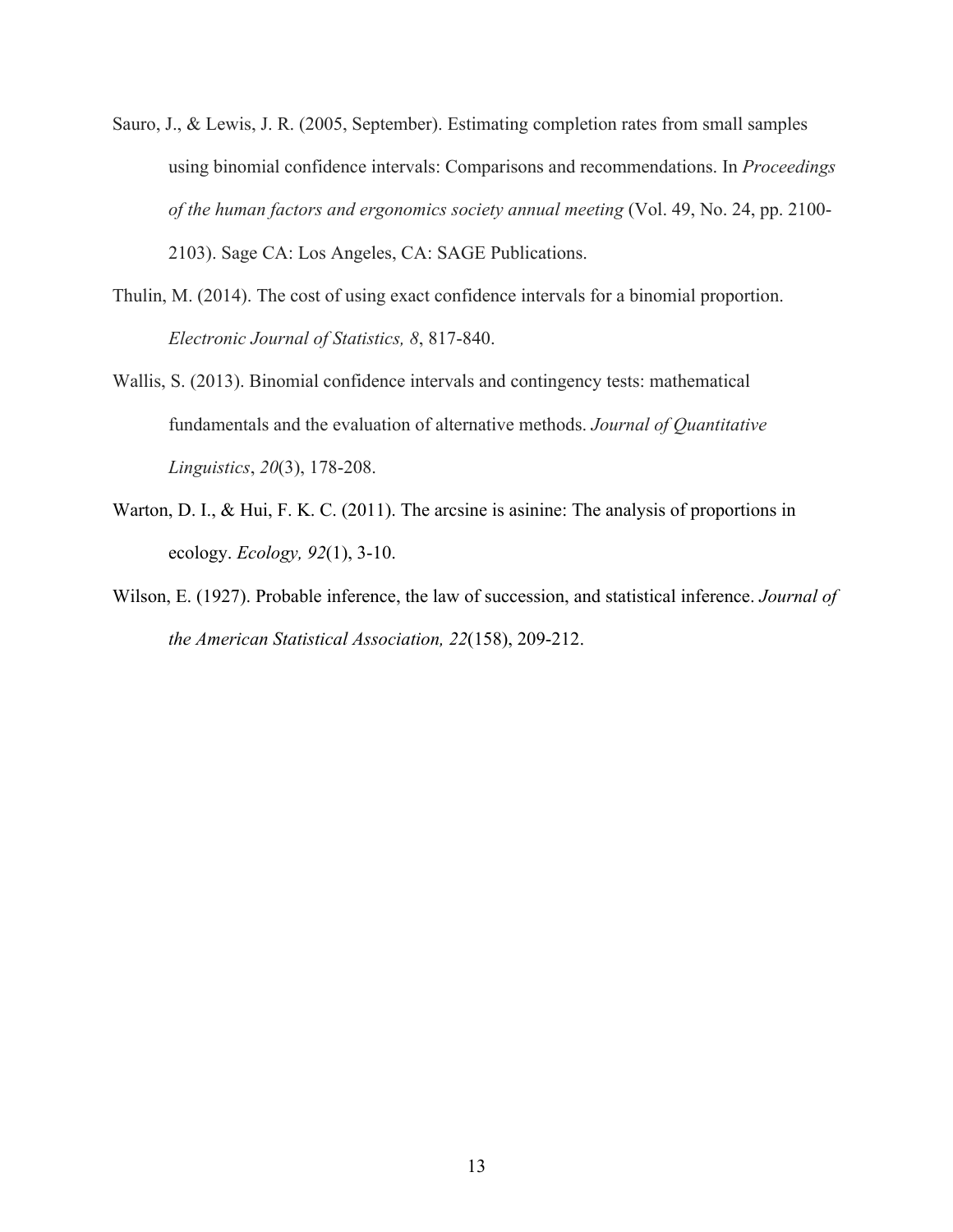Sauro, J., & Lewis, J. R. (2005, September). Estimating completion rates from small samples using binomial confidence intervals: Comparisons and recommendations. In *Proceedings of the human factors and ergonomics society annual meeting* (Vol. 49, No. 24, pp. 2100-2103). Sage CA: Los Angeles, CA: SAGE Publications.

Thulin, M. (2014). The cost of using exact confidence intervals for a binomial proportion. *Electronic Journal of Statistics, 8*, 817-840.

Wallis, S. (2013). Binomial confidence intervals and contingency tests: mathematical fundamentals and the evaluation of alternative methods. *Journal of Quantitative Linguistics*, *20*(3), 178-208.

Warton, D. I., & Hui, F. K. C. (2011). The arcsine is asinine: The analysis of proportions in ecology. *Ecology, 92*(1), 3-10.

Wilson, E. (1927). Probable inference, the law of succession, and statistical inference. *Journal of the American Statistical Association, 22*(158), 209-212.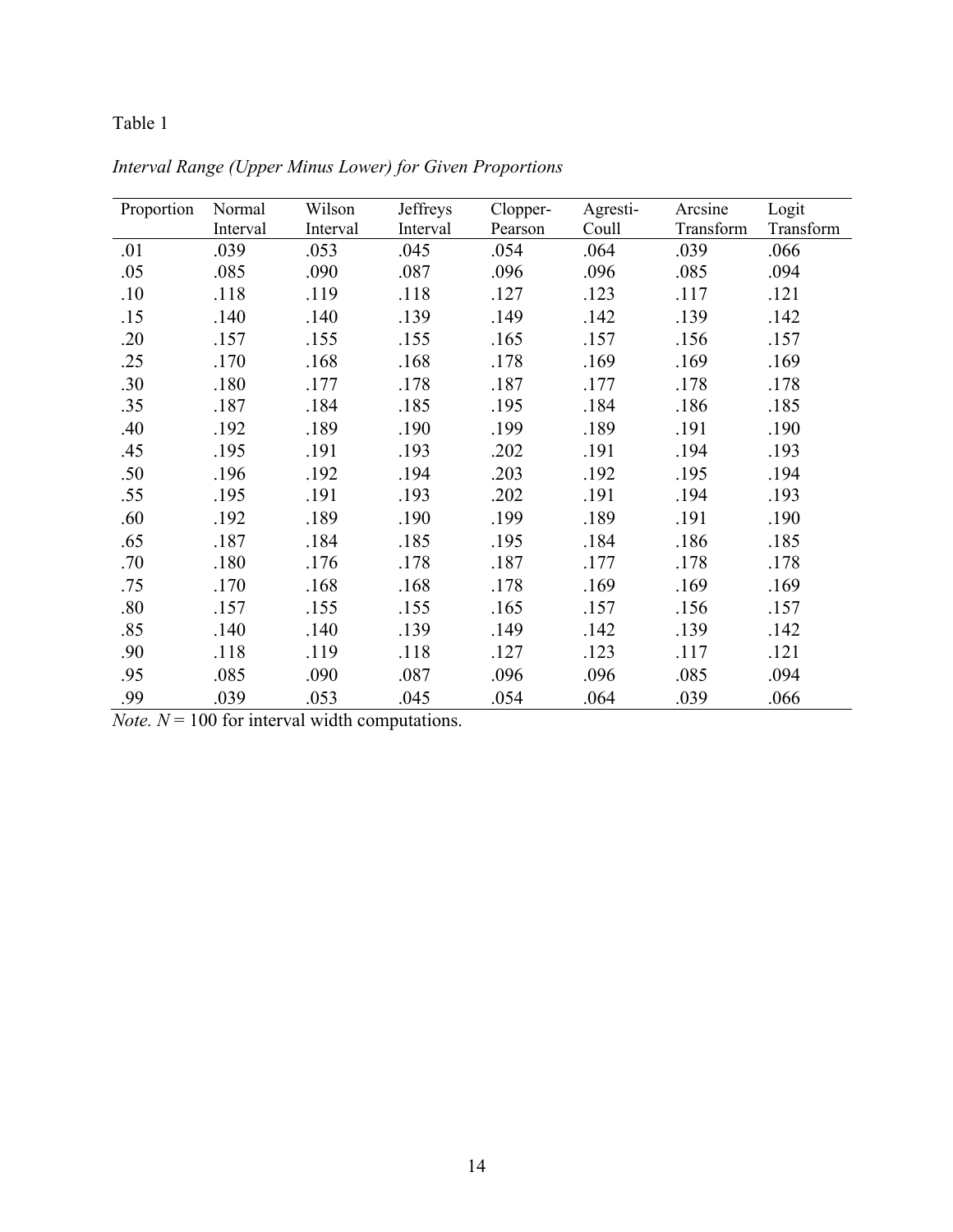Table 1

*Interval Range (Upper Minus Lower) for Given Proportions*

| Proportion | Normal Interval | Wilson Interval | Jeffreys Interval | Clopper-Pearson | Agresti-Coull | Arcsine Transform | Logit Transform |
|---|---|---|---|---|---|---|---|
| .01 | .039 | .053 | .045 | .054 | .064 | .039 | .066 |
| .05 | .085 | .090 | .087 | .096 | .096 | .085 | .094 |
| .10 | .118 | .119 | .118 | .127 | .123 | .117 | .121 |
| .15 | .140 | .140 | .139 | .149 | .142 | .139 | .142 |
| .20 | .157 | .155 | .155 | .165 | .157 | .156 | .157 |
| .25 | .170 | .168 | .168 | .178 | .169 | .169 | .169 |
| .30 | .180 | .177 | .178 | .187 | .177 | .178 | .178 |
| .35 | .187 | .184 | .185 | .195 | .184 | .186 | .185 |
| .40 | .192 | .189 | .190 | .199 | .189 | .191 | .190 |
| .45 | .195 | .191 | .193 | .202 | .191 | .194 | .193 |
| .50 | .196 | .192 | .194 | .203 | .192 | .195 | .194 |
| .55 | .195 | .191 | .193 | .202 | .191 | .194 | .193 |
| .60 | .192 | .189 | .190 | .199 | .189 | .191 | .190 |
| .65 | .187 | .184 | .185 | .195 | .184 | .186 | .185 |
| .70 | .180 | .176 | .178 | .187 | .177 | .178 | .178 |
| .75 | .170 | .168 | .168 | .178 | .169 | .169 | .169 |
| .80 | .157 | .155 | .155 | .165 | .157 | .156 | .157 |
| .85 | .140 | .140 | .139 | .149 | .142 | .139 | .142 |
| .90 | .118 | .119 | .118 | .127 | .123 | .117 | .121 |
| .95 | .085 | .090 | .087 | .096 | .096 | .085 | .094 |
| .99 | .039 | .053 | .045 | .054 | .064 | .039 | .066 |

*Note.* $N = 100$ for interval width computations.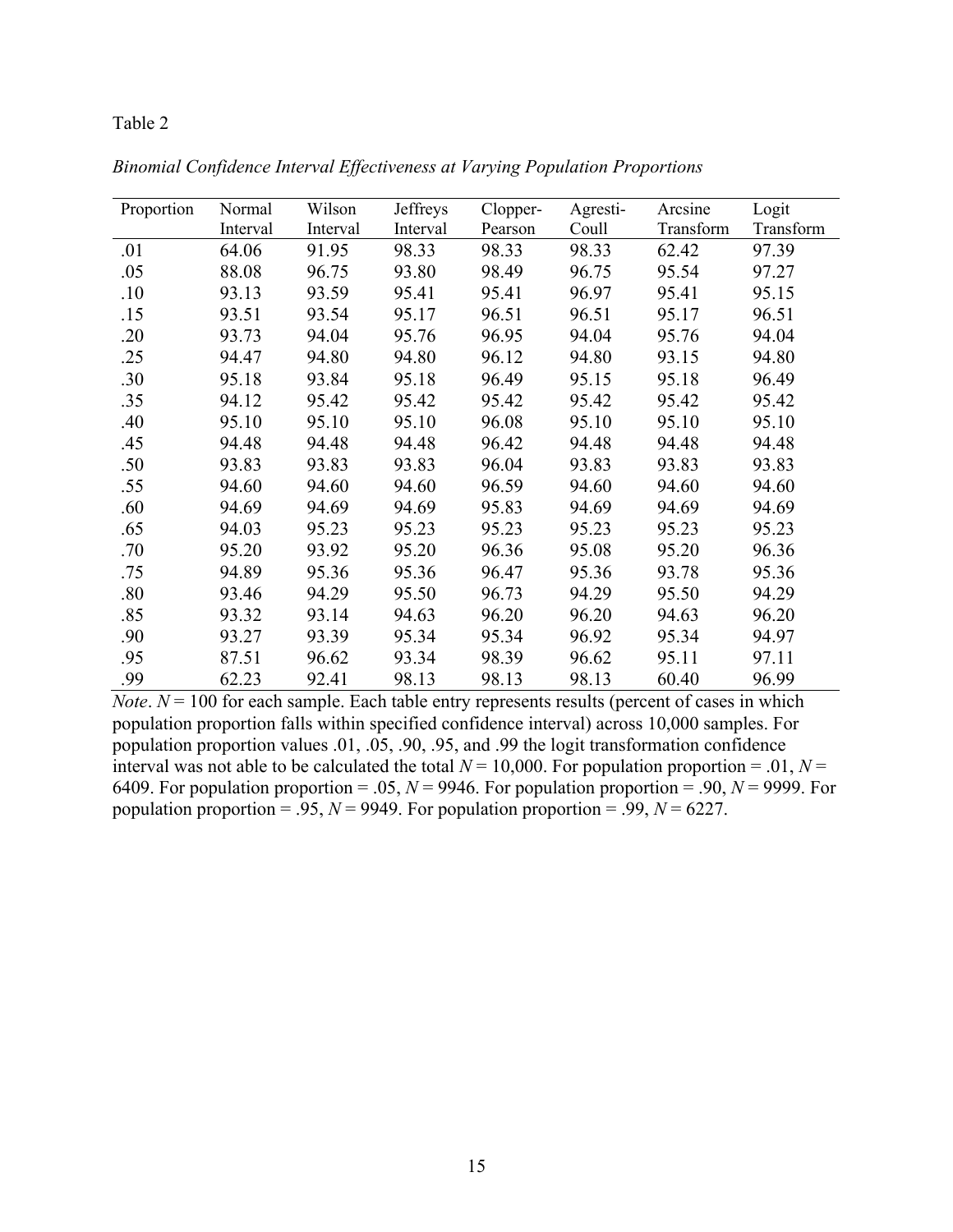Table 2

*Binomial Confidence Interval Effectiveness at Varying Population Proportions*

| Proportion | Normal Interval | Wilson Interval | Jeffreys Interval | Clopper-Pearson | Agresti-Coull | Arcsine Transform | Logit Transform |
|---|---|---|---|---|---|---|---|
| .01 | 64.06 | 91.95 | 98.33 | 98.33 | 98.33 | 62.42 | 97.39 |
| .05 | 88.08 | 96.75 | 93.80 | 98.49 | 96.75 | 95.54 | 97.27 |
| .10 | 93.13 | 93.59 | 95.41 | 95.41 | 96.97 | 95.41 | 95.15 |
| .15 | 93.51 | 93.54 | 95.17 | 96.51 | 96.51 | 95.17 | 96.51 |
| .20 | 93.73 | 94.04 | 95.76 | 96.95 | 94.04 | 95.76 | 94.04 |
| .25 | 94.47 | 94.80 | 94.80 | 96.12 | 94.80 | 93.15 | 94.80 |
| .30 | 95.18 | 93.84 | 95.18 | 96.49 | 95.15 | 95.18 | 96.49 |
| .35 | 94.12 | 95.42 | 95.42 | 95.42 | 95.42 | 95.42 | 95.42 |
| .40 | 95.10 | 95.10 | 95.10 | 96.08 | 95.10 | 95.10 | 95.10 |
| .45 | 94.48 | 94.48 | 94.48 | 96.42 | 94.48 | 94.48 | 94.48 |
| .50 | 93.83 | 93.83 | 93.83 | 96.04 | 93.83 | 93.83 | 93.83 |
| .55 | 94.60 | 94.60 | 94.60 | 96.59 | 94.60 | 94.60 | 94.60 |
| .60 | 94.69 | 94.69 | 94.69 | 95.83 | 94.69 | 94.69 | 94.69 |
| .65 | 94.03 | 95.23 | 95.23 | 95.23 | 95.23 | 95.23 | 95.23 |
| .70 | 95.20 | 93.92 | 95.20 | 96.36 | 95.08 | 95.20 | 96.36 |
| .75 | 94.89 | 95.36 | 95.36 | 96.47 | 95.36 | 93.78 | 95.36 |
| .80 | 93.46 | 94.29 | 95.50 | 96.73 | 94.29 | 95.50 | 94.29 |
| .85 | 93.32 | 93.14 | 94.63 | 96.20 | 96.20 | 94.63 | 96.20 |
| .90 | 93.27 | 93.39 | 95.34 | 95.34 | 96.92 | 95.34 | 94.97 |
| .95 | 87.51 | 96.62 | 93.34 | 98.39 | 96.62 | 95.11 | 97.11 |
| .99 | 62.23 | 92.41 | 98.13 | 98.13 | 98.13 | 60.40 | 96.99 |

*Note*. $N = 100$ for each sample. Each table entry represents results (percent of cases in which population proportion falls within specified confidence interval) across 10,000 samples. For population proportion values .01, .05, .90, .95, and .99 the logit transformation confidence interval was not able to be calculated the total $N = 10{,}000$. For population proportion = .01, $N = 6409$. For population proportion = .05, $N = 9946$. For population proportion = .90, $N = 9999$. For population proportion = .95, $N = 9949$. For population proportion = .99, $N = 6227$.